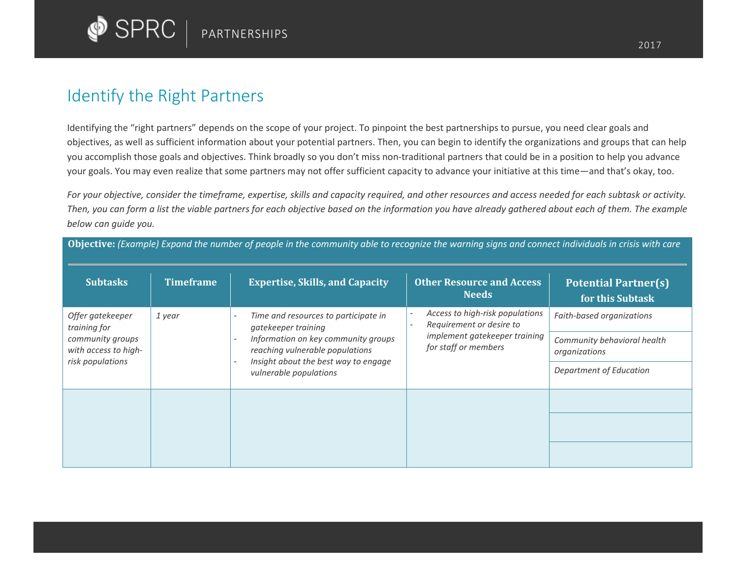# Identify the Right Partners

Identifying the “right partners” depends on the scope of your project. To pinpoint the best partnerships to pursue, you need clear goals and objectives, as well as sufficient information about your potential partners. Then, you can begin to identify the organizations and groups that can help you accomplish those goals and objectives. Think broadly so you don’t miss non-traditional partners that could be in a position to help you advance your goals. You may even realize that some partners may not offer sufficient capacity to advance your initiative at this time—and that’s okay, too.

*For your objective, consider the timeframe, expertise, skills and capacity required, and other resources and access needed for each subtask or activity. Then, you can form a list the viable partners for each objective based on the information you have already gathered about each of them. The example below can guide you.*

**Objective:** *(Example) Expand the number of people in the community able to recognize the warning signs and connect individuals in crisis with care*

| Subtasks | Timeframe | Expertise, Skills, and Capacity | Other Resource and Access Needs | Potential Partner(s) for this Subtask |
|---|---|---|---|---|
| *Offer gatekeeper training for community groups with access to high-risk populations* | *1 year* | - *Time and resources to participate in gatekeeper training*<br>- *Information on key community groups reaching vulnerable populations*<br>- *Insight about the best way to engage vulnerable populations* | - *Access to high-risk populations*<br>- *Requirement or desire to implement gatekeeper training for staff or members* | *Faith-based organizations*<br>*Community behavioral health organizations*<br>*Department of Education* |
| | | | | |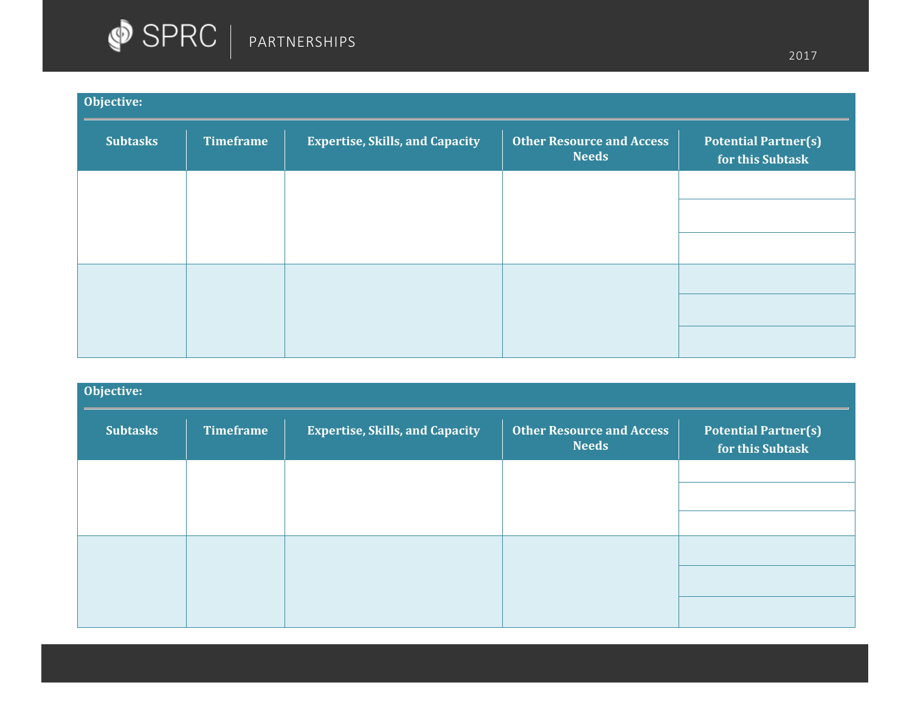**Objective:**

| Subtasks | Timeframe | Expertise, Skills, and Capacity | Other Resource and Access Needs | Potential Partner(s) for this Subtask |
|---|---|---|---|---|
| | | | | |
| | | | | |
| | | | | |
| | | | | |
| | | | | |
| | | | | |

**Objective:**

| Subtasks | Timeframe | Expertise, Skills, and Capacity | Other Resource and Access Needs | Potential Partner(s) for this Subtask |
|---|---|---|---|---|
| | | | | |
| | | | | |
| | | | | |
| | | | | |
| | | | | |
| | | | | |